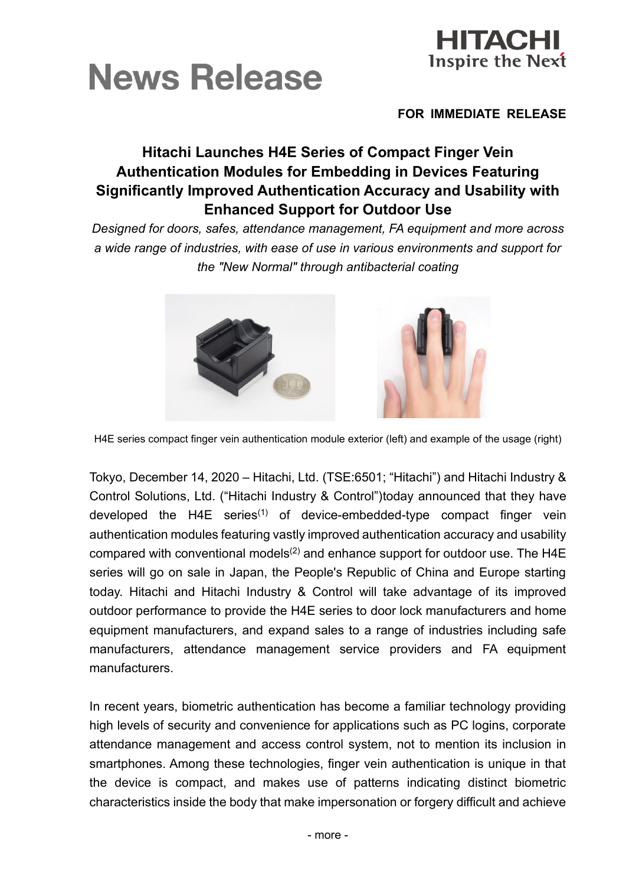# News Release

HITACHI
Inspire the Next

**FOR IMMEDIATE RELEASE**

## Hitachi Launches H4E Series of Compact Finger Vein Authentication Modules for Embedding in Devices Featuring Significantly Improved Authentication Accuracy and Usability with Enhanced Support for Outdoor Use

*Designed for doors, safes, attendance management, FA equipment and more across a wide range of industries, with ease of use in various environments and support for the "New Normal" through antibacterial coating*

H4E series compact finger vein authentication module exterior (left) and example of the usage (right)

Tokyo, December 14, 2020 – Hitachi, Ltd. (TSE:6501; "Hitachi") and Hitachi Industry & Control Solutions, Ltd. ("Hitachi Industry & Control")today announced that they have developed the H4E series(1) of device-embedded-type compact finger vein authentication modules featuring vastly improved authentication accuracy and usability compared with conventional models(2) and enhance support for outdoor use. The H4E series will go on sale in Japan, the People's Republic of China and Europe starting today. Hitachi and Hitachi Industry & Control will take advantage of its improved outdoor performance to provide the H4E series to door lock manufacturers and home equipment manufacturers, and expand sales to a range of industries including safe manufacturers, attendance management service providers and FA equipment manufacturers.

In recent years, biometric authentication has become a familiar technology providing high levels of security and convenience for applications such as PC logins, corporate attendance management and access control system, not to mention its inclusion in smartphones. Among these technologies, finger vein authentication is unique in that the device is compact, and makes use of patterns indicating distinct biometric characteristics inside the body that make impersonation or forgery difficult and achieve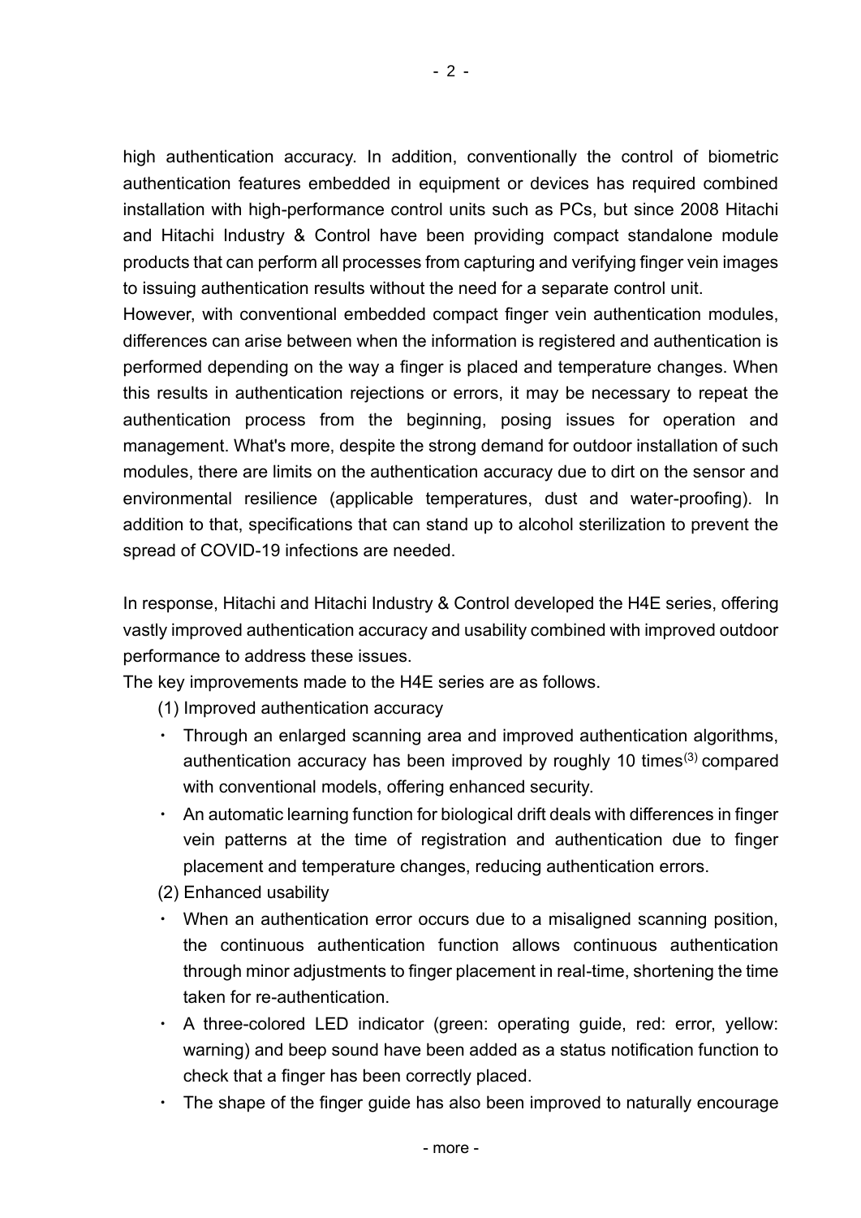high authentication accuracy. In addition, conventionally the control of biometric authentication features embedded in equipment or devices has required combined installation with high-performance control units such as PCs, but since 2008 Hitachi and Hitachi Industry & Control have been providing compact standalone module products that can perform all processes from capturing and verifying finger vein images to issuing authentication results without the need for a separate control unit.

However, with conventional embedded compact finger vein authentication modules, differences can arise between when the information is registered and authentication is performed depending on the way a finger is placed and temperature changes. When this results in authentication rejections or errors, it may be necessary to repeat the authentication process from the beginning, posing issues for operation and management. What's more, despite the strong demand for outdoor installation of such modules, there are limits on the authentication accuracy due to dirt on the sensor and environmental resilience (applicable temperatures, dust and water-proofing). In addition to that, specifications that can stand up to alcohol sterilization to prevent the spread of COVID-19 infections are needed.

In response, Hitachi and Hitachi Industry & Control developed the H4E series, offering vastly improved authentication accuracy and usability combined with improved outdoor performance to address these issues.

The key improvements made to the H4E series are as follows.

(1) Improved authentication accuracy

- Through an enlarged scanning area and improved authentication algorithms, authentication accuracy has been improved by roughly 10 times(3) compared with conventional models, offering enhanced security.
- An automatic learning function for biological drift deals with differences in finger vein patterns at the time of registration and authentication due to finger placement and temperature changes, reducing authentication errors.

(2) Enhanced usability

- When an authentication error occurs due to a misaligned scanning position, the continuous authentication function allows continuous authentication through minor adjustments to finger placement in real-time, shortening the time taken for re-authentication.
- A three-colored LED indicator (green: operating guide, red: error, yellow: warning) and beep sound have been added as a status notification function to check that a finger has been correctly placed.
- The shape of the finger guide has also been improved to naturally encourage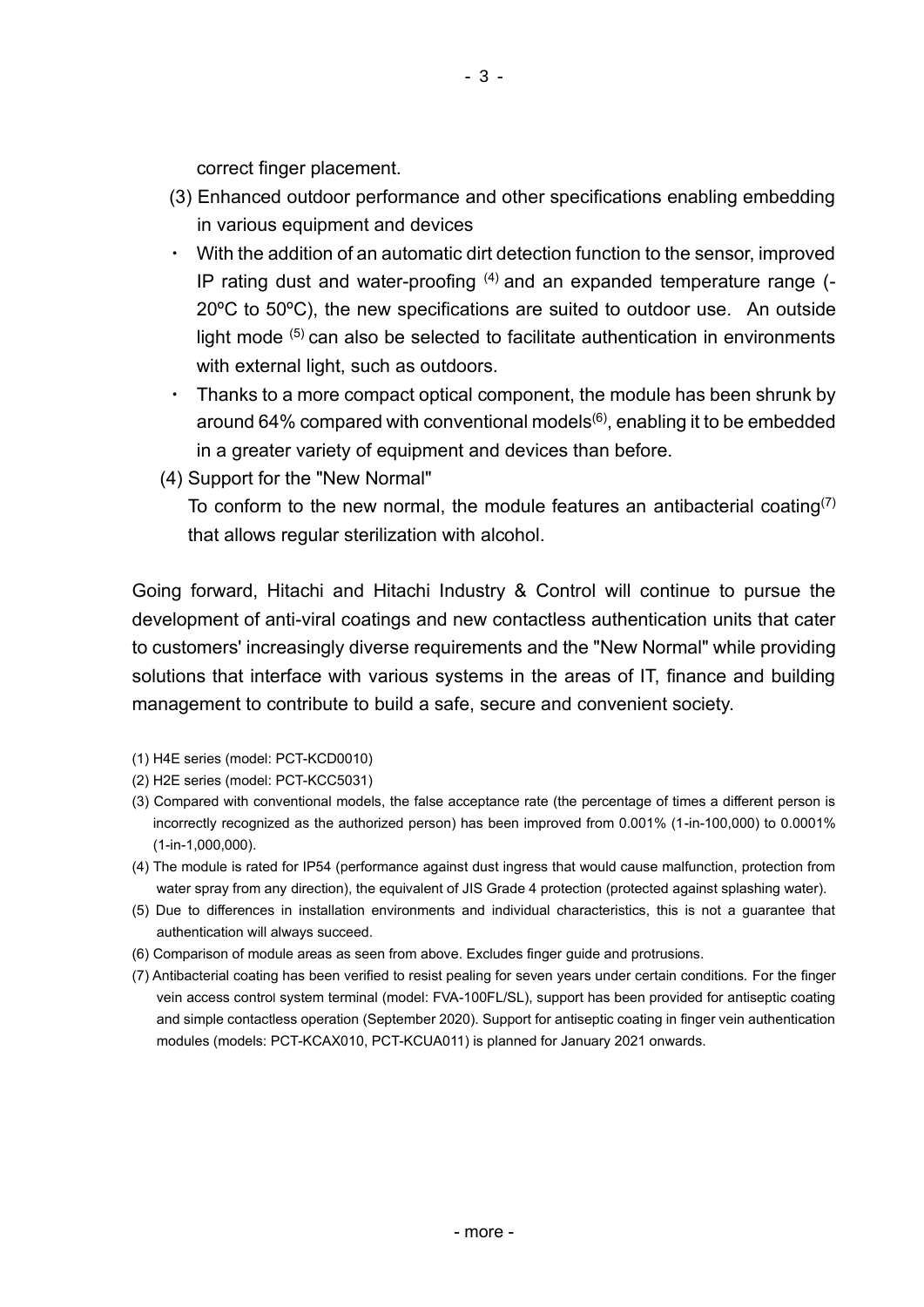correct finger placement.

(3) Enhanced outdoor performance and other specifications enabling embedding in various equipment and devices

- With the addition of an automatic dirt detection function to the sensor, improved IP rating dust and water-proofing [4] and an expanded temperature range (-20ºC to 50ºC), the new specifications are suited to outdoor use. An outside light mode [5] can also be selected to facilitate authentication in environments with external light, such as outdoors.
- Thanks to a more compact optical component, the module has been shrunk by around 64% compared with conventional models[6], enabling it to be embedded in a greater variety of equipment and devices than before.

(4) Support for the "New Normal"

To conform to the new normal, the module features an antibacterial coating[7] that allows regular sterilization with alcohol.

Going forward, Hitachi and Hitachi Industry & Control will continue to pursue the development of anti-viral coatings and new contactless authentication units that cater to customers' increasingly diverse requirements and the "New Normal" while providing solutions that interface with various systems in the areas of IT, finance and building management to contribute to build a safe, secure and convenient society.

(1) H4E series (model: PCT-KCD0010)

(2) H2E series (model: PCT-KCC5031)

(3) Compared with conventional models, the false acceptance rate (the percentage of times a different person is incorrectly recognized as the authorized person) has been improved from 0.001% (1-in-100,000) to 0.0001% (1-in-1,000,000).

(4) The module is rated for IP54 (performance against dust ingress that would cause malfunction, protection from water spray from any direction), the equivalent of JIS Grade 4 protection (protected against splashing water).

(5) Due to differences in installation environments and individual characteristics, this is not a guarantee that authentication will always succeed.

(6) Comparison of module areas as seen from above. Excludes finger guide and protrusions.

(7) Antibacterial coating has been verified to resist pealing for seven years under certain conditions. For the finger vein access control system terminal (model: FVA-100FL/SL), support has been provided for antiseptic coating and simple contactless operation (September 2020). Support for antiseptic coating in finger vein authentication modules (models: PCT-KCAX010, PCT-KCUA011) is planned for January 2021 onwards.

- more -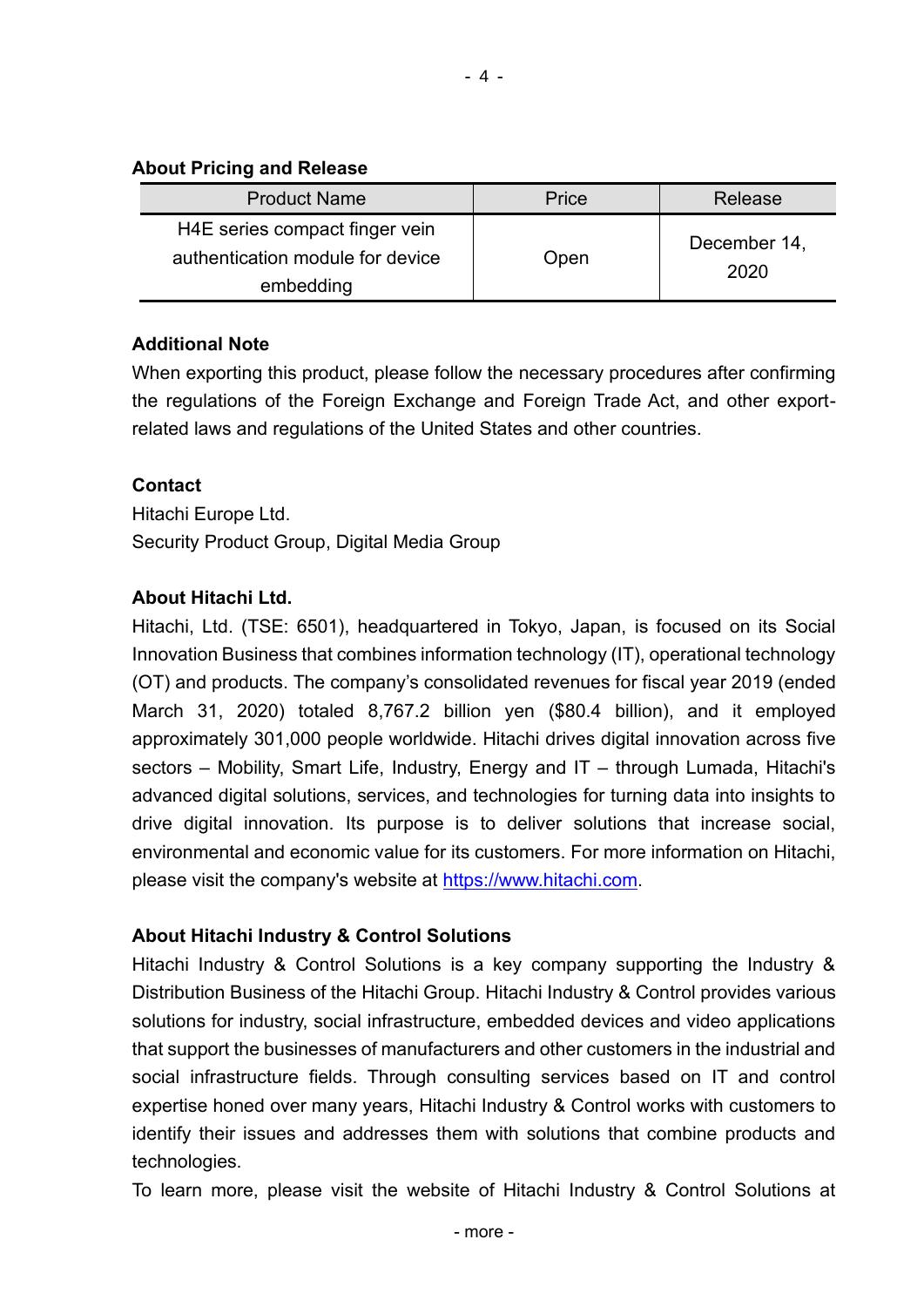**About Pricing and Release**

| Product Name | Price | Release |
| --- | --- | --- |
| H4E series compact finger vein authentication module for device embedding | Open | December 14, 2020 |

**Additional Note**

When exporting this product, please follow the necessary procedures after confirming the regulations of the Foreign Exchange and Foreign Trade Act, and other export-related laws and regulations of the United States and other countries.

**Contact**

Hitachi Europe Ltd.
Security Product Group, Digital Media Group

**About Hitachi Ltd.**

Hitachi, Ltd. (TSE: 6501), headquartered in Tokyo, Japan, is focused on its Social Innovation Business that combines information technology (IT), operational technology (OT) and products. The company's consolidated revenues for fiscal year 2019 (ended March 31, 2020) totaled 8,767.2 billion yen ($80.4 billion), and it employed approximately 301,000 people worldwide. Hitachi drives digital innovation across five sectors – Mobility, Smart Life, Industry, Energy and IT – through Lumada, Hitachi's advanced digital solutions, services, and technologies for turning data into insights to drive digital innovation. Its purpose is to deliver solutions that increase social, environmental and economic value for its customers. For more information on Hitachi, please visit the company's website at https://www.hitachi.com.

**About Hitachi Industry & Control Solutions**

Hitachi Industry & Control Solutions is a key company supporting the Industry & Distribution Business of the Hitachi Group. Hitachi Industry & Control provides various solutions for industry, social infrastructure, embedded devices and video applications that support the businesses of manufacturers and other customers in the industrial and social infrastructure fields. Through consulting services based on IT and control expertise honed over many years, Hitachi Industry & Control works with customers to identify their issues and addresses them with solutions that combine products and technologies.

To learn more, please visit the website of Hitachi Industry & Control Solutions at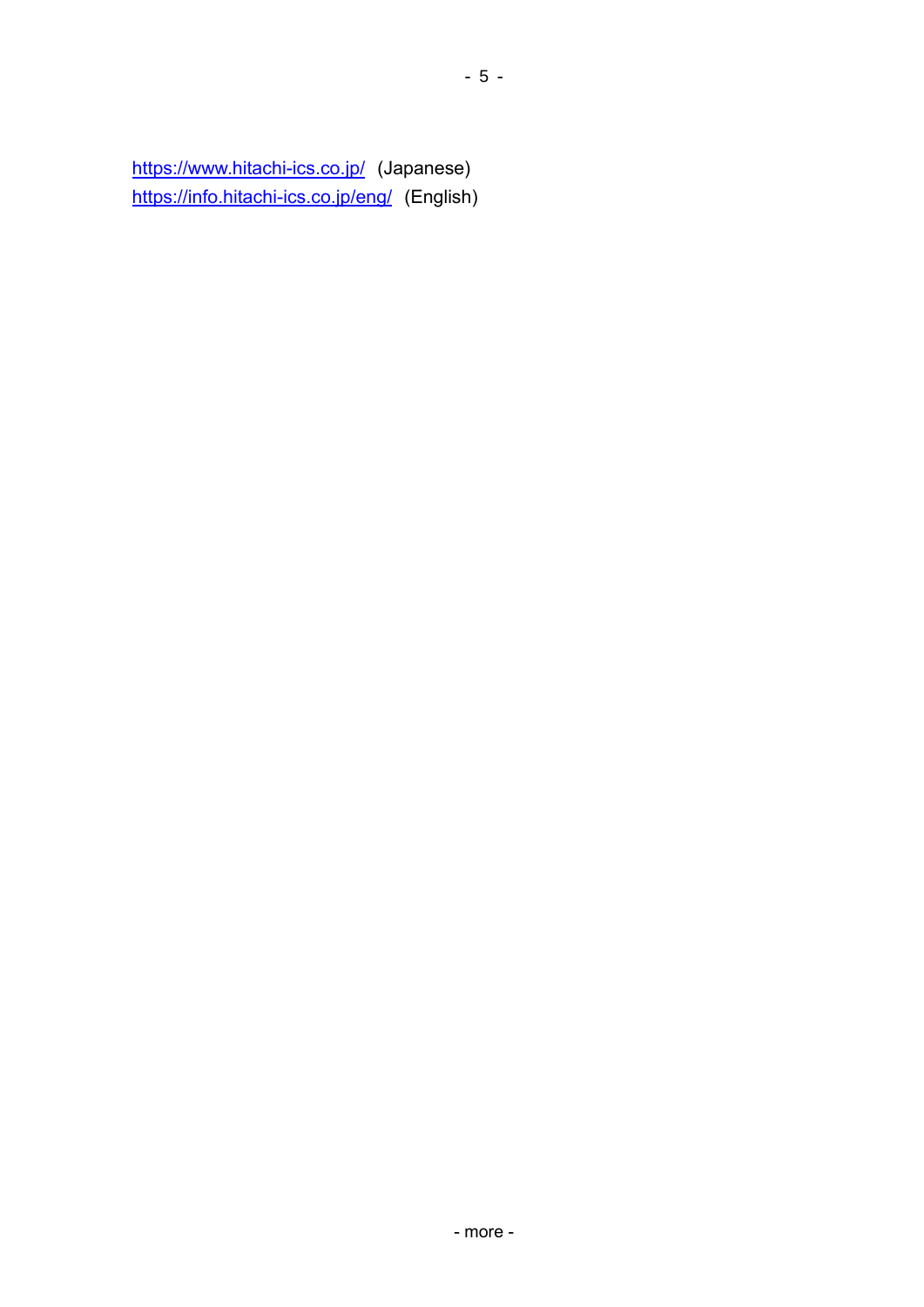https://www.hitachi-ics.co.jp/ (Japanese)
https://info.hitachi-ics.co.jp/eng/ (English)

- more -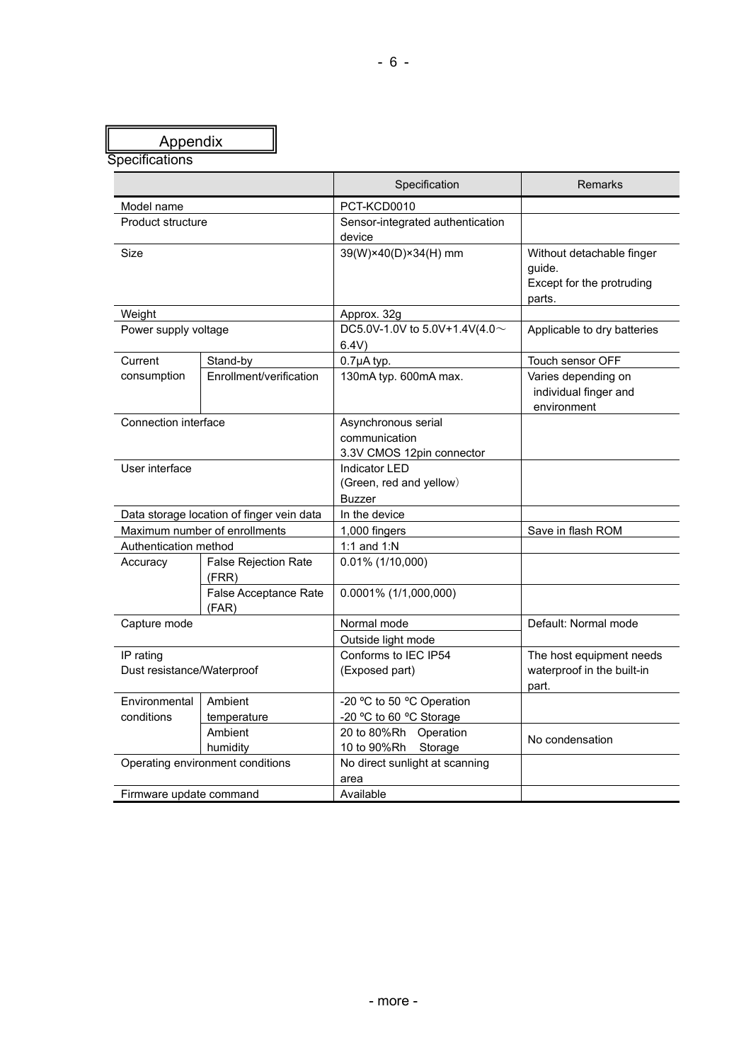# Appendix

## Specifications

| | | Specification | Remarks |
|---|---|---|---|
| Model name | | PCT-KCD0010 | |
| Product structure | | Sensor-integrated authentication device | |
| Size | | 39(W)×40(D)×34(H) mm | Without detachable finger guide. Except for the protruding parts. |
| Weight | | Approx. 32g | |
| Power supply voltage | | DC5.0V-1.0V to 5.0V+1.4V(4.0～6.4V) | Applicable to dry batteries |
| Current consumption | Stand-by | 0.7μA typ. | Touch sensor OFF |
| | Enrollment/verification | 130mA typ. 600mA max. | Varies depending on individual finger and environment |
| Connection interface | | Asynchronous serial communication<br>3.3V CMOS 12pin connector | |
| User interface | | Indicator LED<br>(Green, red and yellow)<br>Buzzer | |
| Data storage location of finger vein data | | In the device | |
| Maximum number of enrollments | | 1,000 fingers | Save in flash ROM |
| Authentication method | | 1:1 and 1:N | |
| Accuracy | False Rejection Rate (FRR) | 0.01% (1/10,000) | |
| | False Acceptance Rate (FAR) | 0.0001% (1/1,000,000) | |
| Capture mode | | Normal mode<br>Outside light mode | Default: Normal mode |
| IP rating<br>Dust resistance/Waterproof | | Conforms to IEC IP54<br>(Exposed part) | The host equipment needs waterproof in the built-in part. |
| Environmental conditions | Ambient temperature | -20 ºC to 50 ºC Operation<br>-20 ºC to 60 ºC Storage | |
| | Ambient humidity | 20 to 80%Rh Operation<br>10 to 90%Rh Storage | No condensation |
| Operating environment conditions | | No direct sunlight at scanning area | |
| Firmware update command | | Available | |

- more -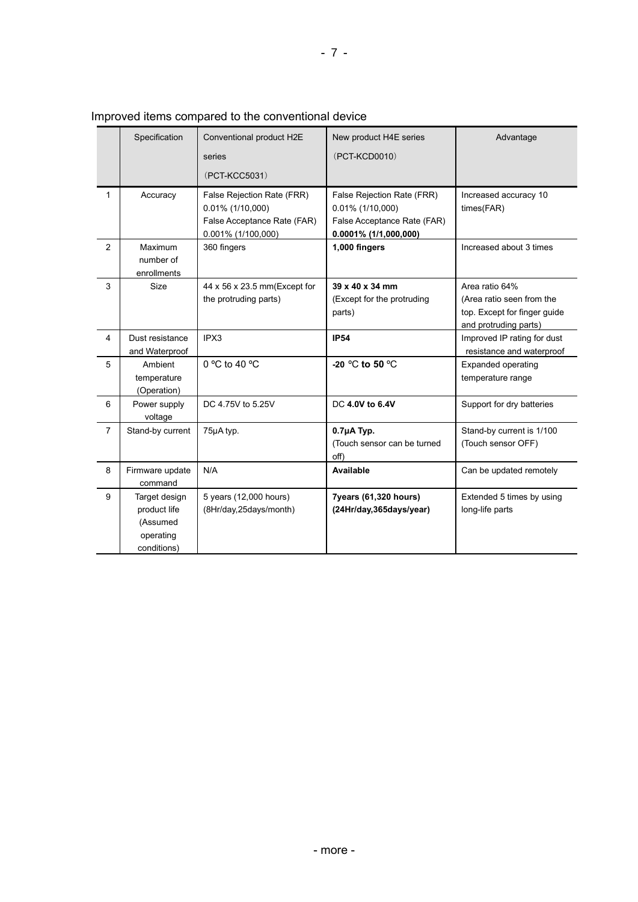Improved items compared to the conventional device

| | Specification | Conventional product H2E series (PCT-KCC5031) | New product H4E series (PCT-KCD0010) | Advantage |
|---|---|---|---|---|
| 1 | Accuracy | False Rejection Rate (FRR) 0.01% (1/10,000)<br>False Acceptance Rate (FAR) 0.001% (1/100,000) | False Rejection Rate (FRR) 0.01% (1/10,000)<br>False Acceptance Rate (FAR) **0.0001% (1/1,000,000)** | Increased accuracy 10 times(FAR) |
| 2 | Maximum number of enrollments | 360 fingers | **1,000 fingers** | Increased about 3 times |
| 3 | Size | 44 x 56 x 23.5 mm(Except for the protruding parts) | **39 x 40 x 34 mm**<br>(Except for the protruding parts) | Area ratio 64%<br>(Area ratio seen from the top. Except for finger guide and protruding parts) |
| 4 | Dust resistance and Waterproof | IPX3 | **IP54** | Improved IP rating for dust resistance and waterproof |
| 5 | Ambient temperature (Operation) | 0 ºC to 40 ºC | **-20** ℃ **to 50** ℃ | Expanded operating temperature range |
| 6 | Power supply voltage | DC 4.75V to 5.25V | DC **4.0V to 6.4V** | Support for dry batteries |
| 7 | Stand-by current | 75μA typ. | **0.7μA Typ.**<br>(Touch sensor can be turned off) | Stand-by current is 1/100 (Touch sensor OFF) |
| 8 | Firmware update command | N/A | **Available** | Can be updated remotely |
| 9 | Target design product life (Assumed operating conditions) | 5 years (12,000 hours) (8Hr/day,25days/month) | **7years (61,320 hours) (24Hr/day,365days/year)** | Extended 5 times by using long-life parts |

- more -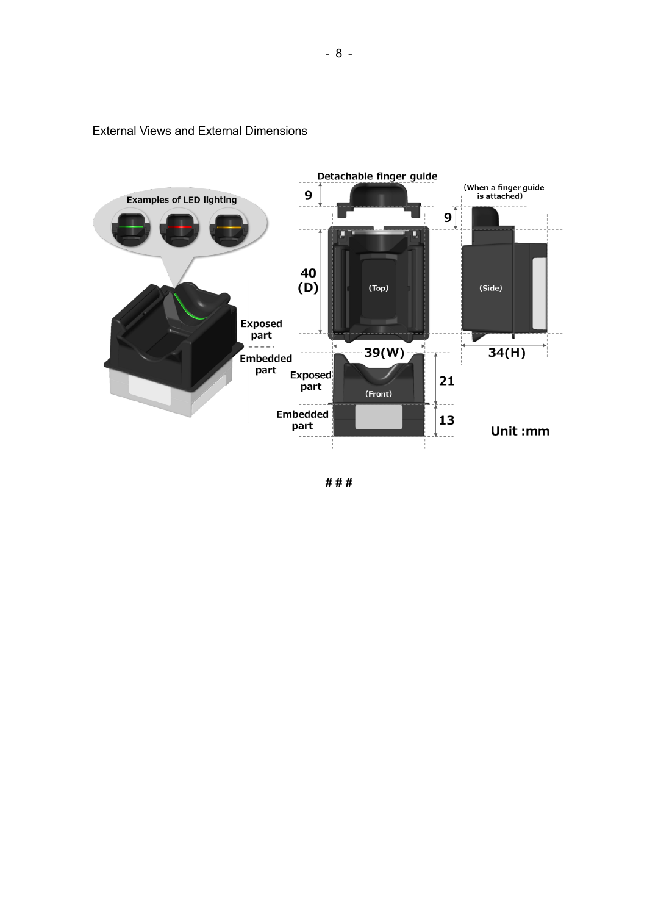External Views and External Dimensions

###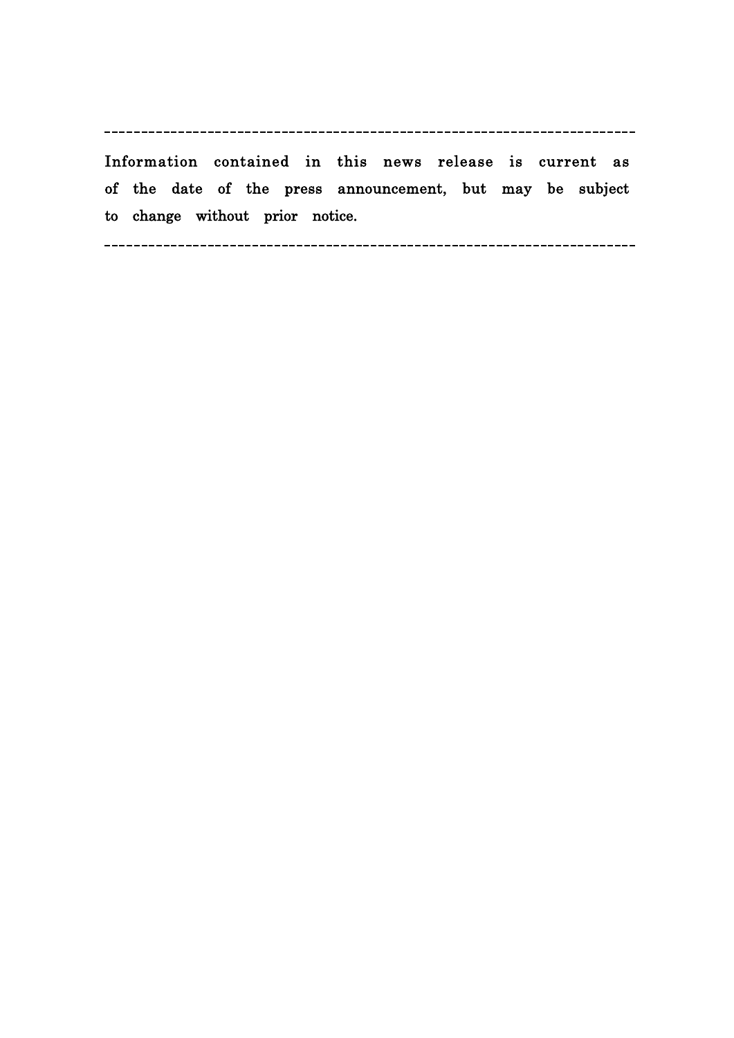---

Information contained in this news release is current as of the date of the press announcement, but may be subject to change without prior notice.

---